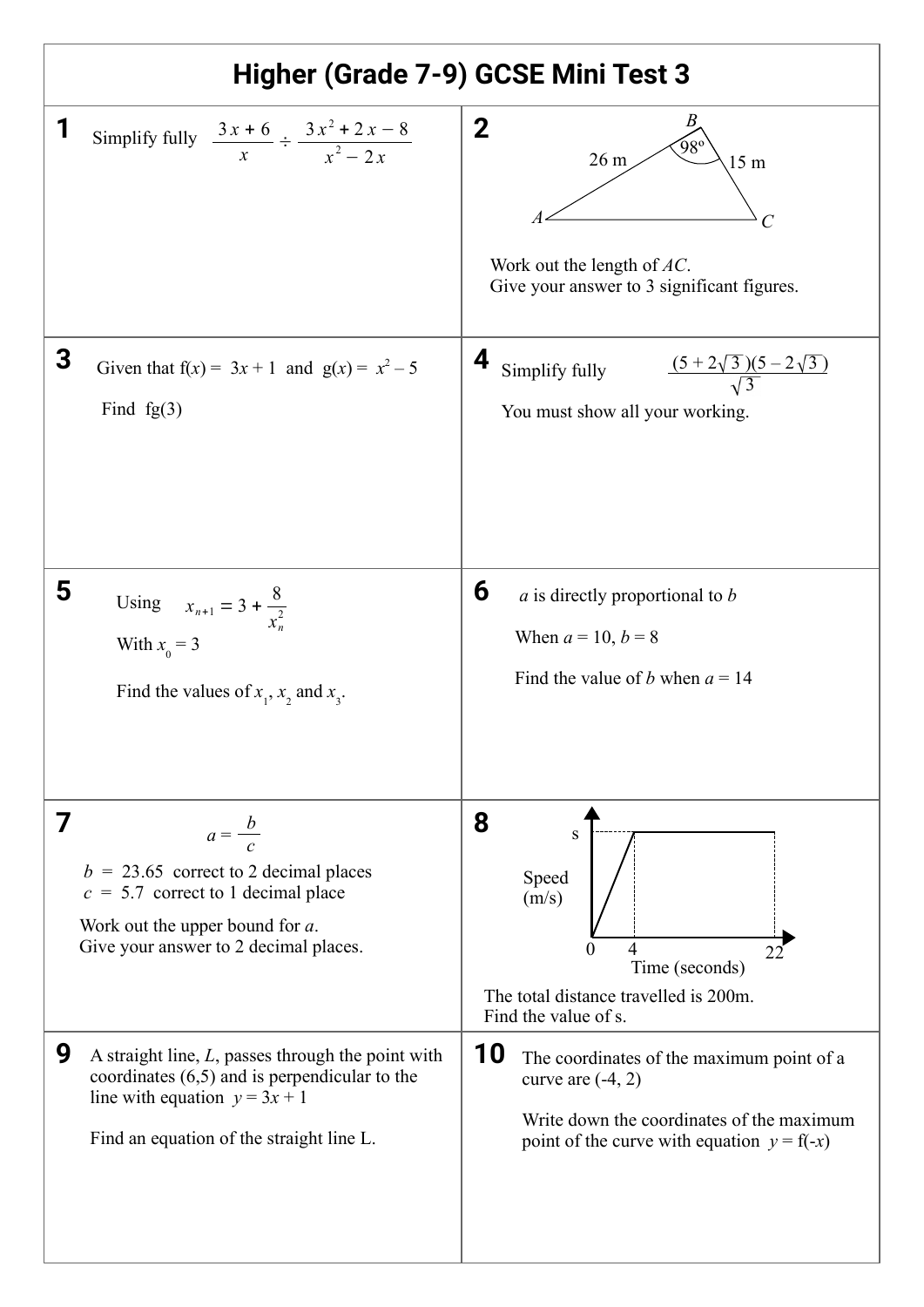# Higher (Grade 7-9) GCSE Mini Test 3

**1** Simplify fully $\dfrac{3x + 6}{x} \div \dfrac{3x^2 + 2x - 8}{x^2 - 2x}$

**2**

B
98°
26 m
15 m
A
C

Work out the length of $AC$.
Give your answer to 3 significant figures.

**3** Given that $f(x) = 3x + 1$ and $g(x) = x^2 - 5$

Find $fg(3)$

**4** Simplify fully $\dfrac{(5 + 2\sqrt{3})(5 - 2\sqrt{3})}{\sqrt{3}}$

You must show all your working.

**5** Using $x_{n+1} = 3 + \dfrac{8}{x_n^2}$

With $x_0 = 3$

Find the values of $x_1$, $x_2$ and $x_3$.

**6** $a$ is directly proportional to $b$

When $a = 10$, $b = 8$

Find the value of $b$ when $a = 14$

**7** $a = \dfrac{b}{c}$

$b = 23.65$ correct to 2 decimal places
$c = 5.7$ correct to 1 decimal place

Work out the upper bound for $a$.
Give your answer to 2 decimal places.

**8**

s
Speed (m/s)
0
4
22
Time (seconds)

The total distance travelled is 200m.
Find the value of s.

**9** A straight line, $L$, passes through the point with coordinates (6,5) and is perpendicular to the line with equation $y = 3x + 1$

Find an equation of the straight line L.

**10** The coordinates of the maximum point of a curve are (-4, 2)

Write down the coordinates of the maximum point of the curve with equation $y = f(-x)$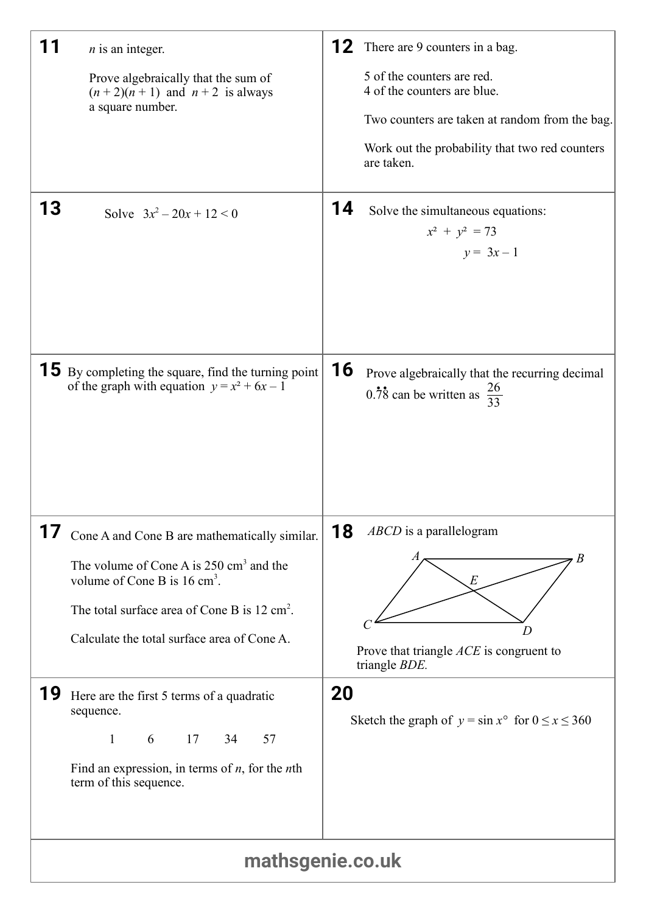**11** $n$ is an integer.

Prove algebraically that the sum of $(n + 2)(n + 1)$ and $n + 2$ is always a square number.

**12** There are 9 counters in a bag.

5 of the counters are red.
4 of the counters are blue.

Two counters are taken at random from the bag.

Work out the probability that two red counters are taken.

**13** Solve $3x^2 - 20x + 12 < 0$

**14** Solve the simultaneous equations:

$$x^2 + y^2 = 73$$
$$y = 3x - 1$$

**15** By completing the square, find the turning point of the graph with equation $y = x^2 + 6x - 1$

**16** Prove algebraically that the recurring decimal $0.\dot{7}\dot{8}$ can be written as $\frac{26}{33}$

**17** Cone A and Cone B are mathematically similar.

The volume of Cone A is 250 cm$^3$ and the volume of Cone B is 16 cm$^3$.

The total surface area of Cone B is 12 cm$^2$.

Calculate the total surface area of Cone A.

**18** $ABCD$ is a parallelogram

A, B, E, C, D

Prove that triangle $ACE$ is congruent to triangle $BDE$.

**19** Here are the first 5 terms of a quadratic sequence.

1 6 17 34 57

Find an expression, in terms of $n$, for the $n$th term of this sequence.

**20** Sketch the graph of $y = \sin x°$ for $0 \leq x \leq 360$

mathsgenie.co.uk